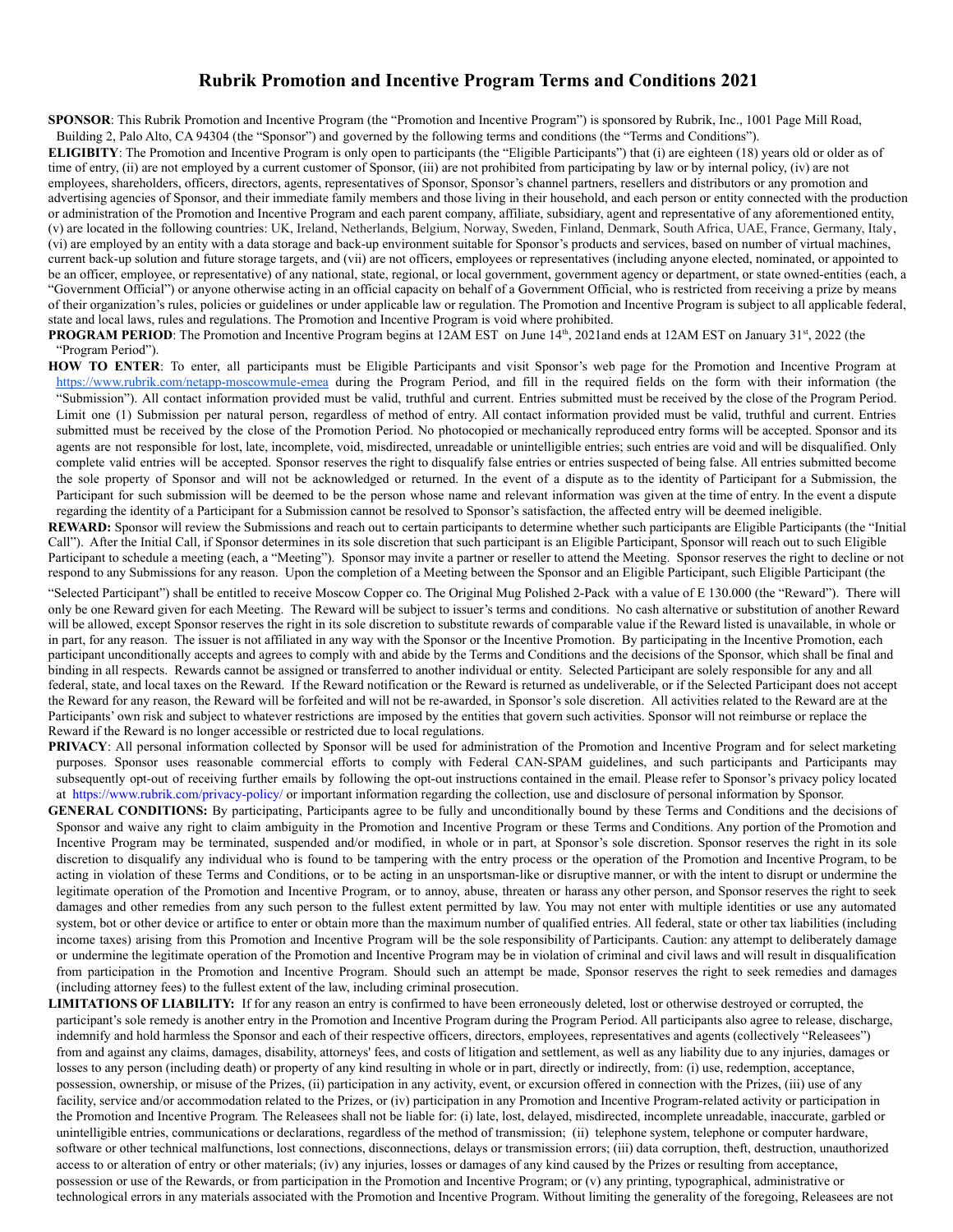# Rubrik Promotion and Incentive Program Terms and Conditions 2021

**SPONSOR**: This Rubrik Promotion and Incentive Program (the "Promotion and Incentive Program") is sponsored by Rubrik, Inc., 1001 Page Mill Road, Building 2, Palo Alto, CA 94304 (the "Sponsor") and governed by the following terms and conditions (the "Terms and Conditions").

**ELIGIBITY**: The Promotion and Incentive Program is only open to participants (the "Eligible Participants") that (i) are eighteen (18) years old or older as of time of entry, (ii) are not employed by a current customer of Sponsor, (iii) are not prohibited from participating by law or by internal policy, (iv) are not employees, shareholders, officers, directors, agents, representatives of Sponsor, Sponsor's channel partners, resellers and distributors or any promotion and advertising agencies of Sponsor, and their immediate family members and those living in their household, and each person or entity connected with the production or administration of the Promotion and Incentive Program and each parent company, affiliate, subsidiary, agent and representative of any aforementioned entity, (v) are located in the following countries: UK, Ireland, Netherlands, Belgium, Norway, Sweden, Finland, Denmark, South Africa, UAE, France, Germany, Italy, (vi) are employed by an entity with a data storage and back-up environment suitable for Sponsor's products and services, based on number of virtual machines, current back-up solution and future storage targets, and (vii) are not officers, employees or representatives (including anyone elected, nominated, or appointed to be an officer, employee, or representative) of any national, state, regional, or local government, government agency or department, or state owned-entities (each, a "Government Official") or anyone otherwise acting in an official capacity on behalf of a Government Official, who is restricted from receiving a prize by means of their organization's rules, policies or guidelines or under applicable law or regulation. The Promotion and Incentive Program is subject to all applicable federal, state and local laws, rules and regulations. The Promotion and Incentive Program is void where prohibited.

**PROGRAM PERIOD**: The Promotion and Incentive Program begins at 12AM EST on June 14th, 2021and ends at 12AM EST on January 31st, 2022 (the "Program Period").

**HOW TO ENTER**: To enter, all participants must be Eligible Participants and visit Sponsor's web page for the Promotion and Incentive Program at https://www.rubrik.com/netapp-moscowmule-emea during the Program Period, and fill in the required fields on the form with their information (the "Submission"). All contact information provided must be valid, truthful and current. Entries submitted must be received by the close of the Program Period. Limit one (1) Submission per natural person, regardless of method of entry. All contact information provided must be valid, truthful and current. Entries submitted must be received by the close of the Promotion Period. No photocopied or mechanically reproduced entry forms will be accepted. Sponsor and its agents are not responsible for lost, late, incomplete, void, misdirected, unreadable or unintelligible entries; such entries are void and will be disqualified. Only complete valid entries will be accepted. Sponsor reserves the right to disqualify false entries or entries suspected of being false. All entries submitted become the sole property of Sponsor and will not be acknowledged or returned. In the event of a dispute as to the identity of Participant for a Submission, the Participant for such submission will be deemed to be the person whose name and relevant information was given at the time of entry. In the event a dispute regarding the identity of a Participant for a Submission cannot be resolved to Sponsor's satisfaction, the affected entry will be deemed ineligible.

**REWARD:** Sponsor will review the Submissions and reach out to certain participants to determine whether such participants are Eligible Participants (the "Initial Call"). After the Initial Call, if Sponsor determines in its sole discretion that such participant is an Eligible Participant, Sponsor will reach out to such Eligible Participant to schedule a meeting (each, a "Meeting"). Sponsor may invite a partner or reseller to attend the Meeting. Sponsor reserves the right to decline or not respond to any Submissions for any reason. Upon the completion of a Meeting between the Sponsor and an Eligible Participant, such Eligible Participant (the "Selected Participant") shall be entitled to receive Moscow Copper co. The Original Mug Polished 2-Pack with a value of E 130.000 (the "Reward"). There will only be one Reward given for each Meeting. The Reward will be subject to issuer's terms and conditions. No cash alternative or substitution of another Reward will be allowed, except Sponsor reserves the right in its sole discretion to substitute rewards of comparable value if the Reward listed is unavailable, in whole or in part, for any reason. The issuer is not affiliated in any way with the Sponsor or the Incentive Promotion. By participating in the Incentive Promotion, each participant unconditionally accepts and agrees to comply with and abide by the Terms and Conditions and the decisions of the Sponsor, which shall be final and binding in all respects. Rewards cannot be assigned or transferred to another individual or entity. Selected Participant are solely responsible for any and all federal, state, and local taxes on the Reward. If the Reward notification or the Reward is returned as undeliverable, or if the Selected Participant does not accept the Reward for any reason, the Reward will be forfeited and will not be re-awarded, in Sponsor's sole discretion. All activities related to the Reward are at the Participants' own risk and subject to whatever restrictions are imposed by the entities that govern such activities. Sponsor will not reimburse or replace the Reward if the Reward is no longer accessible or restricted due to local regulations.

**PRIVACY**: All personal information collected by Sponsor will be used for administration of the Promotion and Incentive Program and for select marketing purposes. Sponsor uses reasonable commercial efforts to comply with Federal CAN-SPAM guidelines, and such participants and Participants may subsequently opt-out of receiving further emails by following the opt-out instructions contained in the email. Please refer to Sponsor's privacy policy located at https://www.rubrik.com/privacy-policy/ or important information regarding the collection, use and disclosure of personal information by Sponsor.

**GENERAL CONDITIONS:** By participating, Participants agree to be fully and unconditionally bound by these Terms and Conditions and the decisions of Sponsor and waive any right to claim ambiguity in the Promotion and Incentive Program or these Terms and Conditions. Any portion of the Promotion and Incentive Program may be terminated, suspended and/or modified, in whole or in part, at Sponsor's sole discretion. Sponsor reserves the right in its sole discretion to disqualify any individual who is found to be tampering with the entry process or the operation of the Promotion and Incentive Program, to be acting in violation of these Terms and Conditions, or to be acting in an unsportsman-like or disruptive manner, or with the intent to disrupt or undermine the legitimate operation of the Promotion and Incentive Program, or to annoy, abuse, threaten or harass any other person, and Sponsor reserves the right to seek damages and other remedies from any such person to the fullest extent permitted by law. You may not enter with multiple identities or use any automated system, bot or other device or artifice to enter or obtain more than the maximum number of qualified entries. All federal, state or other tax liabilities (including income taxes) arising from this Promotion and Incentive Program will be the sole responsibility of Participants. Caution: any attempt to deliberately damage or undermine the legitimate operation of the Promotion and Incentive Program may be in violation of criminal and civil laws and will result in disqualification from participation in the Promotion and Incentive Program. Should such an attempt be made, Sponsor reserves the right to seek remedies and damages (including attorney fees) to the fullest extent of the law, including criminal prosecution.

**LIMITATIONS OF LIABILITY:** If for any reason an entry is confirmed to have been erroneously deleted, lost or otherwise destroyed or corrupted, the participant's sole remedy is another entry in the Promotion and Incentive Program during the Program Period. All participants also agree to release, discharge, indemnify and hold harmless the Sponsor and each of their respective officers, directors, employees, representatives and agents (collectively "Releasees") from and against any claims, damages, disability, attorneys' fees, and costs of litigation and settlement, as well as any liability due to any injuries, damages or losses to any person (including death) or property of any kind resulting in whole or in part, directly or indirectly, from: (i) use, redemption, acceptance, possession, ownership, or misuse of the Prizes, (ii) participation in any activity, event, or excursion offered in connection with the Prizes, (iii) use of any facility, service and/or accommodation related to the Prizes, or (iv) participation in any Promotion and Incentive Program-related activity or participation in the Promotion and Incentive Program. The Releasees shall not be liable for: (i) late, lost, delayed, misdirected, incomplete unreadable, inaccurate, garbled or unintelligible entries, communications or declarations, regardless of the method of transmission; (ii) telephone system, telephone or computer hardware, software or other technical malfunctions, lost connections, disconnections, delays or transmission errors; (iii) data corruption, theft, destruction, unauthorized access to or alteration of entry or other materials; (iv) any injuries, losses or damages of any kind caused by the Prizes or resulting from acceptance, possession or use of the Rewards, or from participation in the Promotion and Incentive Program; or (v) any printing, typographical, administrative or technological errors in any materials associated with the Promotion and Incentive Program. Without limiting the generality of the foregoing, Releasees are not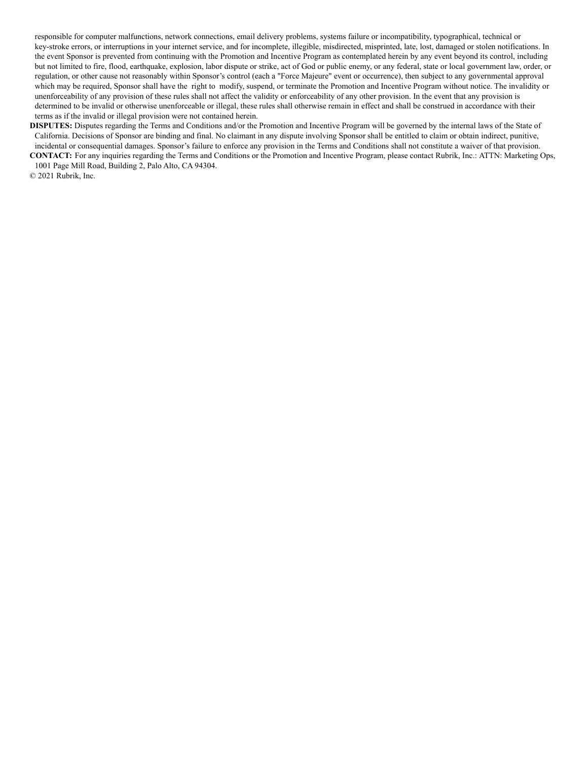responsible for computer malfunctions, network connections, email delivery problems, systems failure or incompatibility, typographical, technical or key-stroke errors, or interruptions in your internet service, and for incomplete, illegible, misdirected, misprinted, late, lost, damaged or stolen notifications. In the event Sponsor is prevented from continuing with the Promotion and Incentive Program as contemplated herein by any event beyond its control, including but not limited to fire, flood, earthquake, explosion, labor dispute or strike, act of God or public enemy, or any federal, state or local government law, order, or regulation, or other cause not reasonably within Sponsor's control (each a "Force Majeure" event or occurrence), then subject to any governmental approval which may be required, Sponsor shall have the right to modify, suspend, or terminate the Promotion and Incentive Program without notice. The invalidity or unenforceability of any provision of these rules shall not affect the validity or enforceability of any other provision. In the event that any provision is determined to be invalid or otherwise unenforceable or illegal, these rules shall otherwise remain in effect and shall be construed in accordance with their terms as if the invalid or illegal provision were not contained herein.

**DISPUTES:** Disputes regarding the Terms and Conditions and/or the Promotion and Incentive Program will be governed by the internal laws of the State of California. Decisions of Sponsor are binding and final. No claimant in any dispute involving Sponsor shall be entitled to claim or obtain indirect, punitive, incidental or consequential damages. Sponsor's failure to enforce any provision in the Terms and Conditions shall not constitute a waiver of that provision.

**CONTACT:** For any inquiries regarding the Terms and Conditions or the Promotion and Incentive Program, please contact Rubrik, Inc.: ATTN: Marketing Ops, 1001 Page Mill Road, Building 2, Palo Alto, CA 94304.

© 2021 Rubrik, Inc.